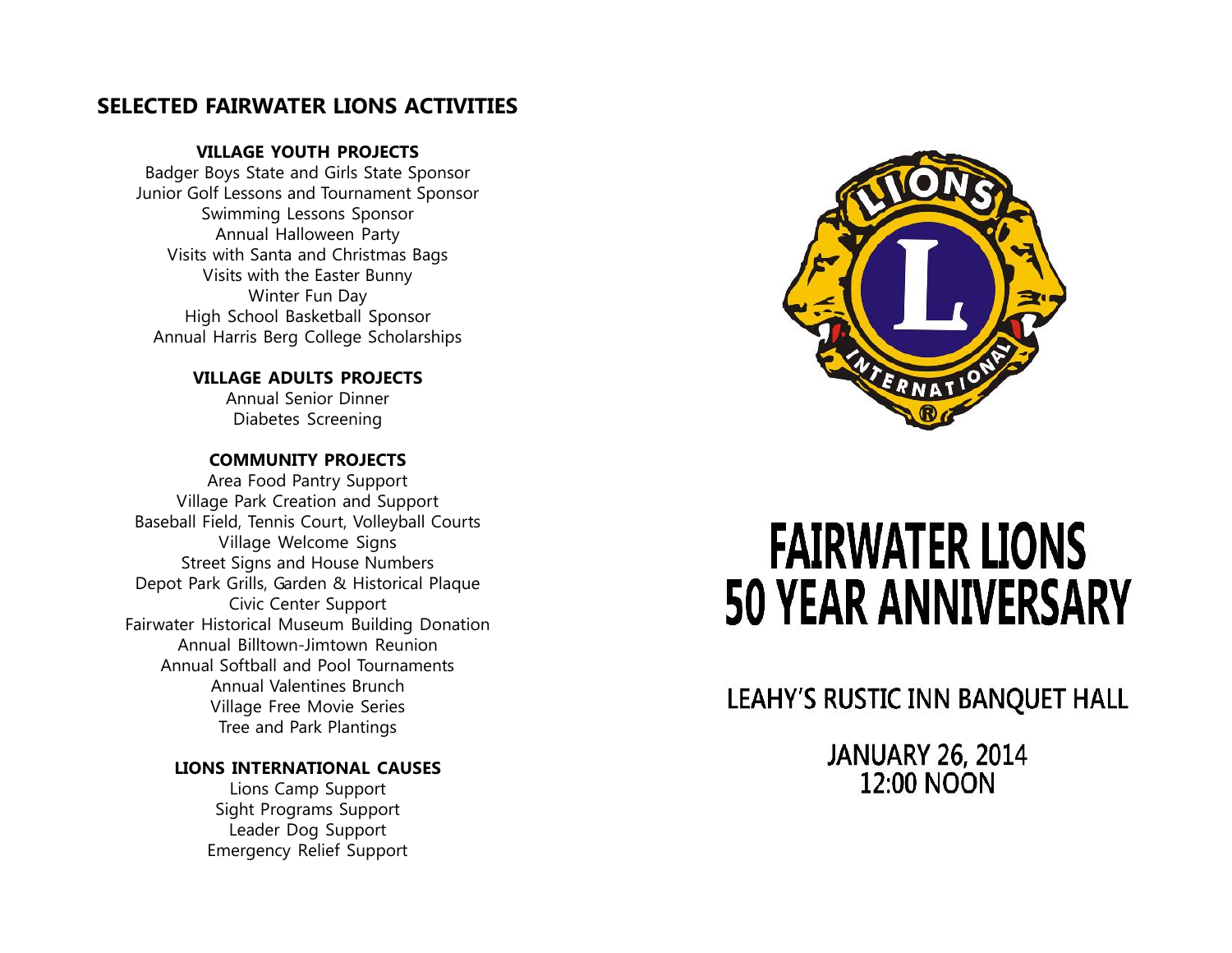## SELECTED FAIRWATER LIONS ACTIVITIES

### VILLAGE YOUTH PROJECTS

Badger Boys State and Girls State Sponsor
Junior Golf Lessons and Tournament Sponsor
Swimming Lessons Sponsor
Annual Halloween Party
Visits with Santa and Christmas Bags
Visits with the Easter Bunny
Winter Fun Day
High School Basketball Sponsor
Annual Harris Berg College Scholarships

### VILLAGE ADULTS PROJECTS

Annual Senior Dinner
Diabetes Screening

### COMMUNITY PROJECTS

Area Food Pantry Support
Village Park Creation and Support
Baseball Field, Tennis Court, Volleyball Courts
Village Welcome Signs
Street Signs and House Numbers
Depot Park Grills, Garden & Historical Plaque
Civic Center Support
Fairwater Historical Museum Building Donation
Annual Billtown-Jimtown Reunion
Annual Softball and Pool Tournaments
Annual Valentines Brunch
Village Free Movie Series
Tree and Park Plantings

### LIONS INTERNATIONAL CAUSES

Lions Camp Support
Sight Programs Support
Leader Dog Support
Emergency Relief Support

# FAIRWATER LIONS 50 YEAR ANNIVERSARY

LEAHY'S RUSTIC INN BANQUET HALL

JANUARY 26, 2014
12:00 NOON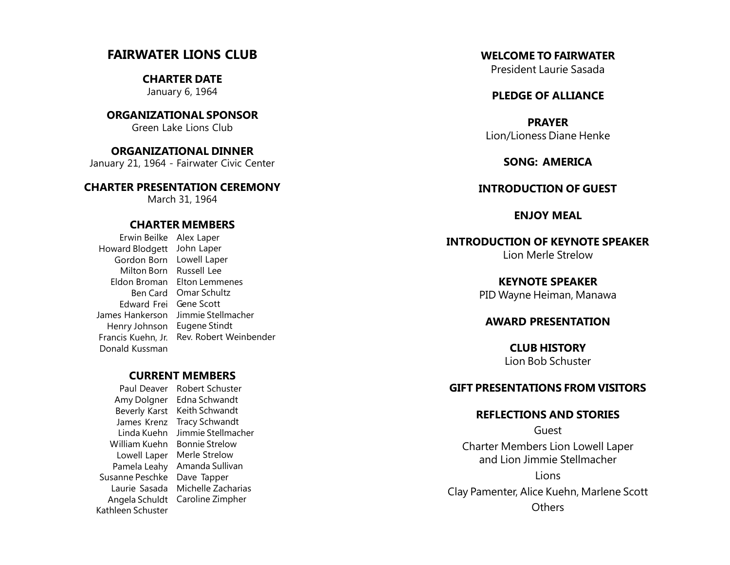# FAIRWATER LIONS CLUB

**CHARTER DATE**
January 6, 1964

**ORGANIZATIONAL SPONSOR**
Green Lake Lions Club

**ORGANIZATIONAL DINNER**
January 21, 1964 - Fairwater Civic Center

**CHARTER PRESENTATION CEREMONY**
March 31, 1964

## CHARTER MEMBERS

| | |
|---|---|
| Erwin Beilke | Alex Laper |
| Howard Blodgett | John Laper |
| Gordon Born | Lowell Laper |
| Milton Born | Russell Lee |
| Eldon Broman | Elton Lemmenes |
| Ben Card | Omar Schultz |
| Edward Frei | Gene Scott |
| James Hankerson | Jimmie Stellmacher |
| Henry Johnson | Eugene Stindt |
| Francis Kuehn, Jr. | Rev. Robert Weinbender |
| Donald Kussman | |

## CURRENT MEMBERS

| | |
|---|---|
| Paul Deaver | Robert Schuster |
| Amy Dolgner | Edna Schwandt |
| Beverly Karst | Keith Schwandt |
| James Krenz | Tracy Schwandt |
| Linda Kuehn | Jimmie Stellmacher |
| William Kuehn | Bonnie Strelow |
| Lowell Laper | Merle Strelow |
| Pamela Leahy | Amanda Sullivan |
| Susanne Peschke | Dave Tapper |
| Laurie Sasada | Michelle Zacharias |
| Angela Schuldt | Caroline Zimpher |
| Kathleen Schuster | |

**WELCOME TO FAIRWATER**
President Laurie Sasada

**PLEDGE OF ALLIANCE**

**PRAYER**
Lion/Lioness Diane Henke

**SONG: AMERICA**

**INTRODUCTION OF GUEST**

**ENJOY MEAL**

**INTRODUCTION OF KEYNOTE SPEAKER**
Lion Merle Strelow

**KEYNOTE SPEAKER**
PID Wayne Heiman, Manawa

**AWARD PRESENTATION**

**CLUB HISTORY**
Lion Bob Schuster

**GIFT PRESENTATIONS FROM VISITORS**

**REFLECTIONS AND STORIES**

Guest

Charter Members Lion Lowell Laper
and Lion Jimmie Stellmacher

Lions

Clay Pamenter, Alice Kuehn, Marlene Scott

Others